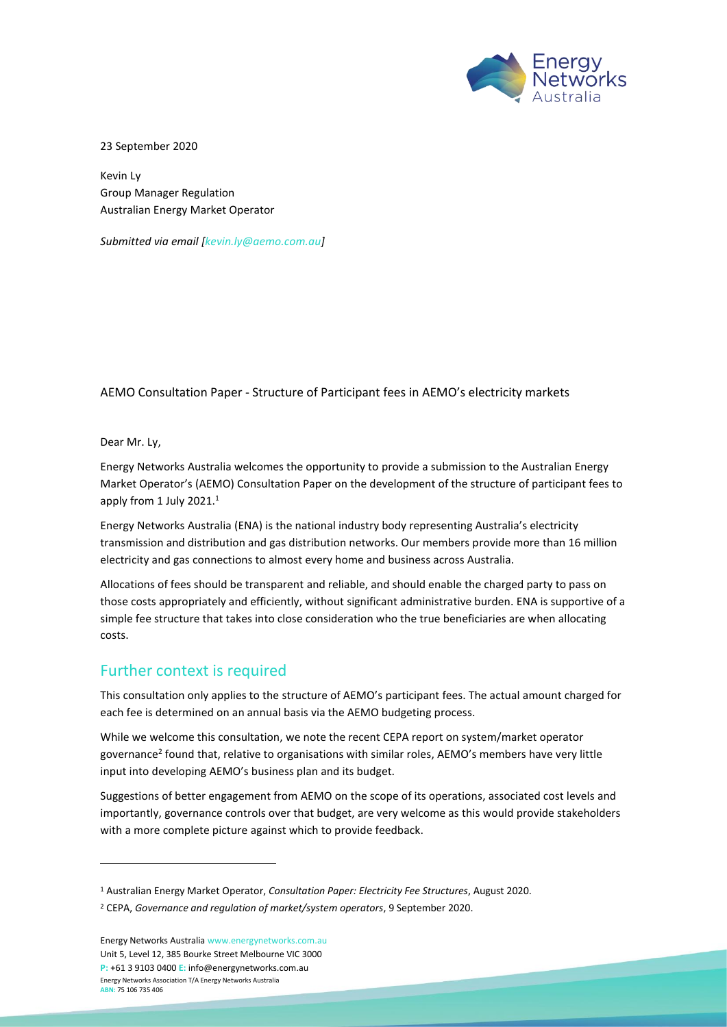23 September 2020

Kevin Ly
Group Manager Regulation
Australian Energy Market Operator

*Submitted via email [kevin.ly@aemo.com.au]*

AEMO Consultation Paper - Structure of Participant fees in AEMO's electricity markets

Dear Mr. Ly,

Energy Networks Australia welcomes the opportunity to provide a submission to the Australian Energy Market Operator's (AEMO) Consultation Paper on the development of the structure of participant fees to apply from 1 July 2021.[1]

Energy Networks Australia (ENA) is the national industry body representing Australia's electricity transmission and distribution and gas distribution networks. Our members provide more than 16 million electricity and gas connections to almost every home and business across Australia.

Allocations of fees should be transparent and reliable, and should enable the charged party to pass on those costs appropriately and efficiently, without significant administrative burden. ENA is supportive of a simple fee structure that takes into close consideration who the true beneficiaries are when allocating costs.

## Further context is required

This consultation only applies to the structure of AEMO's participant fees. The actual amount charged for each fee is determined on an annual basis via the AEMO budgeting process.

While we welcome this consultation, we note the recent CEPA report on system/market operator governance[2] found that, relative to organisations with similar roles, AEMO's members have very little input into developing AEMO's business plan and its budget.

Suggestions of better engagement from AEMO on the scope of its operations, associated cost levels and importantly, governance controls over that budget, are very welcome as this would provide stakeholders with a more complete picture against which to provide feedback.

[1] Australian Energy Market Operator, *Consultation Paper: Electricity Fee Structures*, August 2020.

[2] CEPA, *Governance and regulation of market/system operators*, 9 September 2020.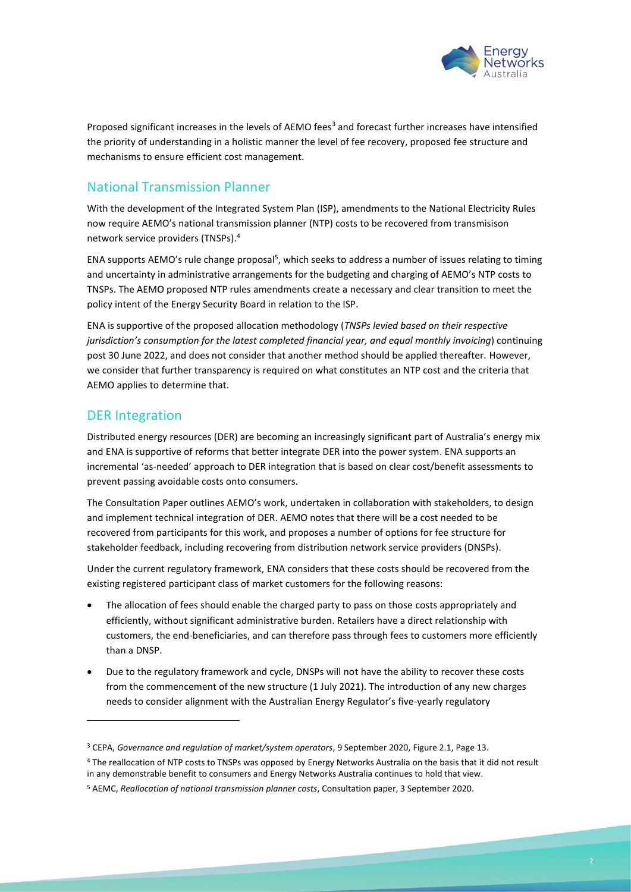Proposed significant increases in the levels of AEMO fees[3] and forecast further increases have intensified the priority of understanding in a holistic manner the level of fee recovery, proposed fee structure and mechanisms to ensure efficient cost management.

## National Transmission Planner

With the development of the Integrated System Plan (ISP), amendments to the National Electricity Rules now require AEMO's national transmission planner (NTP) costs to be recovered from transmisison network service providers (TNSPs).[4]

ENA supports AEMO's rule change proposal[5], which seeks to address a number of issues relating to timing and uncertainty in administrative arrangements for the budgeting and charging of AEMO's NTP costs to TNSPs. The AEMO proposed NTP rules amendments create a necessary and clear transition to meet the policy intent of the Energy Security Board in relation to the ISP.

ENA is supportive of the proposed allocation methodology (*TNSPs levied based on their respective jurisdiction's consumption for the latest completed financial year, and equal monthly invoicing*) continuing post 30 June 2022, and does not consider that another method should be applied thereafter. However, we consider that further transparency is required on what constitutes an NTP cost and the criteria that AEMO applies to determine that.

## DER Integration

Distributed energy resources (DER) are becoming an increasingly significant part of Australia's energy mix and ENA is supportive of reforms that better integrate DER into the power system. ENA supports an incremental 'as-needed' approach to DER integration that is based on clear cost/benefit assessments to prevent passing avoidable costs onto consumers.

The Consultation Paper outlines AEMO's work, undertaken in collaboration with stakeholders, to design and implement technical integration of DER. AEMO notes that there will be a cost needed to be recovered from participants for this work, and proposes a number of options for fee structure for stakeholder feedback, including recovering from distribution network service providers (DNSPs).

Under the current regulatory framework, ENA considers that these costs should be recovered from the existing registered participant class of market customers for the following reasons:

- The allocation of fees should enable the charged party to pass on those costs appropriately and efficiently, without significant administrative burden. Retailers have a direct relationship with customers, the end-beneficiaries, and can therefore pass through fees to customers more efficiently than a DNSP.
- Due to the regulatory framework and cycle, DNSPs will not have the ability to recover these costs from the commencement of the new structure (1 July 2021). The introduction of any new charges needs to consider alignment with the Australian Energy Regulator's five-yearly regulatory

---

[3] CEPA, *Governance and regulation of market/system operators*, 9 September 2020, Figure 2.1, Page 13.

[4] The reallocation of NTP costs to TNSPs was opposed by Energy Networks Australia on the basis that it did not result in any demonstrable benefit to consumers and Energy Networks Australia continues to hold that view.

[5] AEMC, *Reallocation of national transmission planner costs*, Consultation paper, 3 September 2020.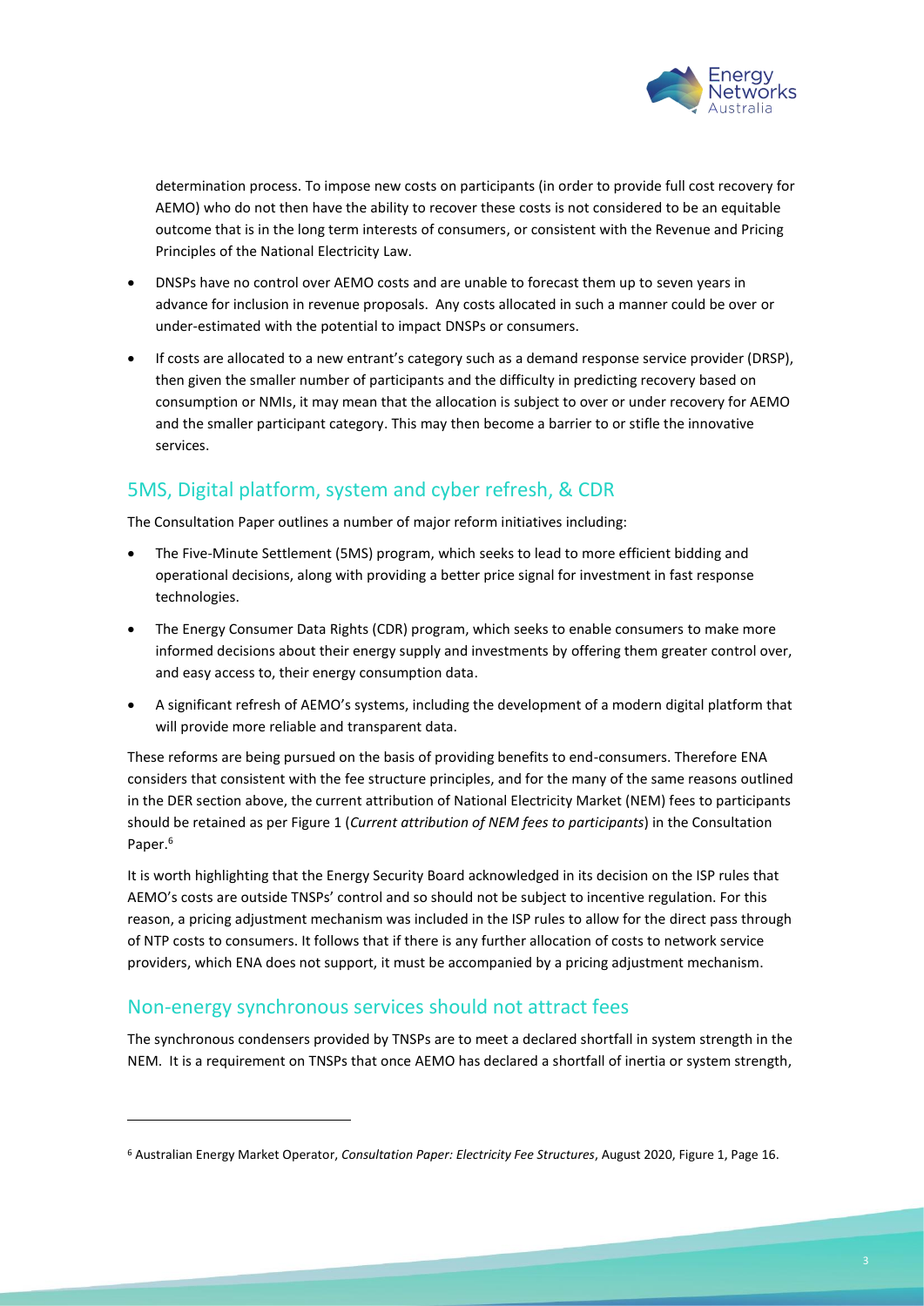determination process. To impose new costs on participants (in order to provide full cost recovery for AEMO) who do not then have the ability to recover these costs is not considered to be an equitable outcome that is in the long term interests of consumers, or consistent with the Revenue and Pricing Principles of the National Electricity Law.

- DNSPs have no control over AEMO costs and are unable to forecast them up to seven years in advance for inclusion in revenue proposals. Any costs allocated in such a manner could be over or under-estimated with the potential to impact DNSPs or consumers.
- If costs are allocated to a new entrant's category such as a demand response service provider (DRSP), then given the smaller number of participants and the difficulty in predicting recovery based on consumption or NMIs, it may mean that the allocation is subject to over or under recovery for AEMO and the smaller participant category. This may then become a barrier to or stifle the innovative services.

## 5MS, Digital platform, system and cyber refresh, & CDR

The Consultation Paper outlines a number of major reform initiatives including:

- The Five-Minute Settlement (5MS) program, which seeks to lead to more efficient bidding and operational decisions, along with providing a better price signal for investment in fast response technologies.
- The Energy Consumer Data Rights (CDR) program, which seeks to enable consumers to make more informed decisions about their energy supply and investments by offering them greater control over, and easy access to, their energy consumption data.
- A significant refresh of AEMO's systems, including the development of a modern digital platform that will provide more reliable and transparent data.

These reforms are being pursued on the basis of providing benefits to end-consumers. Therefore ENA considers that consistent with the fee structure principles, and for the many of the same reasons outlined in the DER section above, the current attribution of National Electricity Market (NEM) fees to participants should be retained as per Figure 1 (*Current attribution of NEM fees to participants*) in the Consultation Paper.[6]

It is worth highlighting that the Energy Security Board acknowledged in its decision on the ISP rules that AEMO's costs are outside TNSPs' control and so should not be subject to incentive regulation. For this reason, a pricing adjustment mechanism was included in the ISP rules to allow for the direct pass through of NTP costs to consumers. It follows that if there is any further allocation of costs to network service providers, which ENA does not support, it must be accompanied by a pricing adjustment mechanism.

## Non-energy synchronous services should not attract fees

The synchronous condensers provided by TNSPs are to meet a declared shortfall in system strength in the NEM. It is a requirement on TNSPs that once AEMO has declared a shortfall of inertia or system strength,

---

[6] Australian Energy Market Operator, *Consultation Paper: Electricity Fee Structures*, August 2020, Figure 1, Page 16.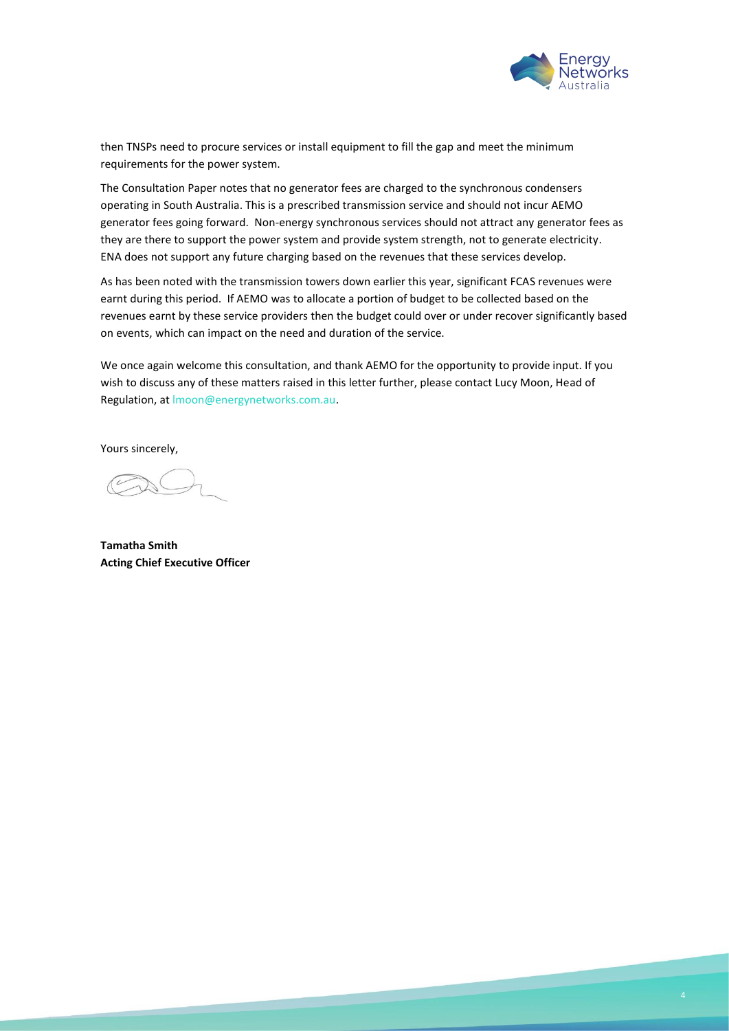then TNSPs need to procure services or install equipment to fill the gap and meet the minimum requirements for the power system.

The Consultation Paper notes that no generator fees are charged to the synchronous condensers operating in South Australia. This is a prescribed transmission service and should not incur AEMO generator fees going forward. Non-energy synchronous services should not attract any generator fees as they are there to support the power system and provide system strength, not to generate electricity. ENA does not support any future charging based on the revenues that these services develop.

As has been noted with the transmission towers down earlier this year, significant FCAS revenues were earnt during this period. If AEMO was to allocate a portion of budget to be collected based on the revenues earnt by these service providers then the budget could over or under recover significantly based on events, which can impact on the need and duration of the service.

We once again welcome this consultation, and thank AEMO for the opportunity to provide input. If you wish to discuss any of these matters raised in this letter further, please contact Lucy Moon, Head of Regulation, at lmoon@energynetworks.com.au.

Yours sincerely,

**Tamatha Smith**
**Acting Chief Executive Officer**